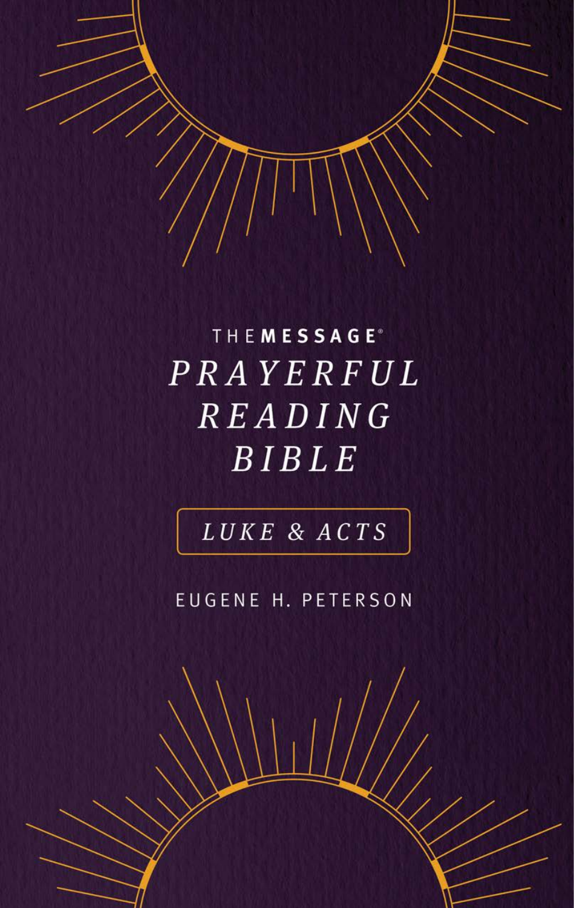THE**MESSAGE**®

# *PRAYERFUL READING BIBLE*

*LUKE & ACTS*

EUGENE H. PETERSON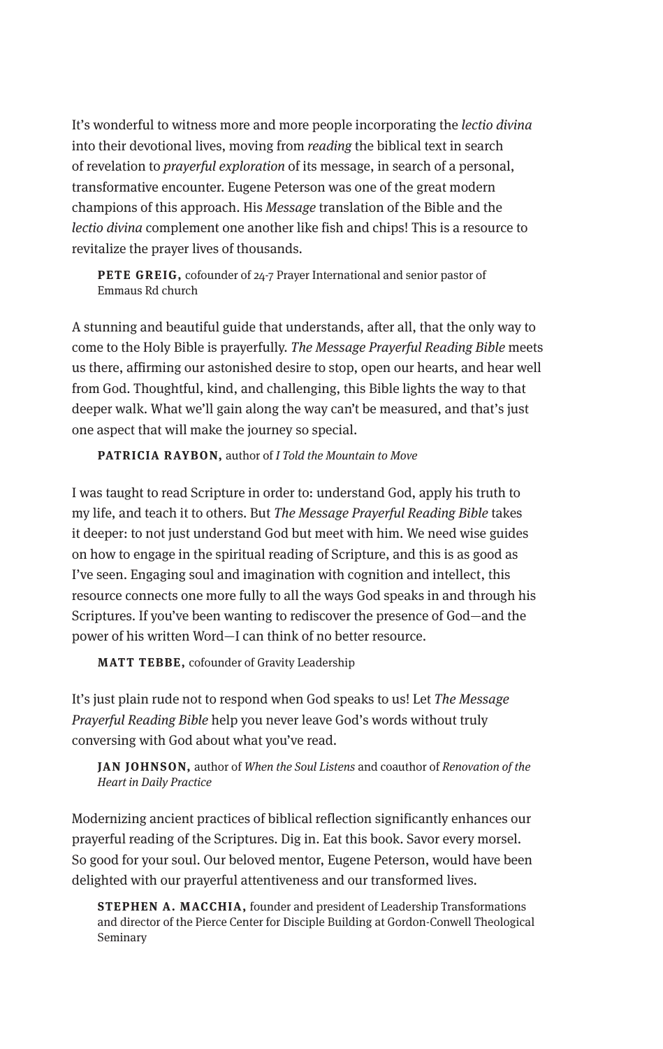It's wonderful to witness more and more people incorporating the *lectio divina* into their devotional lives, moving from *reading* the biblical text in search of revelation to *prayerful exploration* of its message, in search of a personal, transformative encounter. Eugene Peterson was one of the great modern champions of this approach. His *Message* translation of the Bible and the *lectio divina* complement one another like fish and chips! This is a resource to revitalize the prayer lives of thousands.

> **PETE GREIG,** cofounder of 24-7 Prayer International and senior pastor of Emmaus Rd church

A stunning and beautiful guide that understands, after all, that the only way to come to the Holy Bible is prayerfully. *The Message Prayerful Reading Bible* meets us there, affirming our astonished desire to stop, open our hearts, and hear well from God. Thoughtful, kind, and challenging, this Bible lights the way to that deeper walk. What we'll gain along the way can't be measured, and that's just one aspect that will make the journey so special.

> **PATRICIA RAYBON,** author of *I Told the Mountain to Move*

I was taught to read Scripture in order to: understand God, apply his truth to my life, and teach it to others. But *The Message Prayerful Reading Bible* takes it deeper: to not just understand God but meet with him. We need wise guides on how to engage in the spiritual reading of Scripture, and this is as good as I've seen. Engaging soul and imagination with cognition and intellect, this resource connects one more fully to all the ways God speaks in and through his Scriptures. If you've been wanting to rediscover the presence of God—and the power of his written Word—I can think of no better resource.

> **MATT TEBBE,** cofounder of Gravity Leadership

It's just plain rude not to respond when God speaks to us! Let *The Message Prayerful Reading Bible* help you never leave God's words without truly conversing with God about what you've read.

> **JAN JOHNSON,** author of *When the Soul Listens* and coauthor of *Renovation of the Heart in Daily Practice*

Modernizing ancient practices of biblical reflection significantly enhances our prayerful reading of the Scriptures. Dig in. Eat this book. Savor every morsel. So good for your soul. Our beloved mentor, Eugene Peterson, would have been delighted with our prayerful attentiveness and our transformed lives.

> **STEPHEN A. MACCHIA,** founder and president of Leadership Transformations and director of the Pierce Center for Disciple Building at Gordon-Conwell Theological Seminary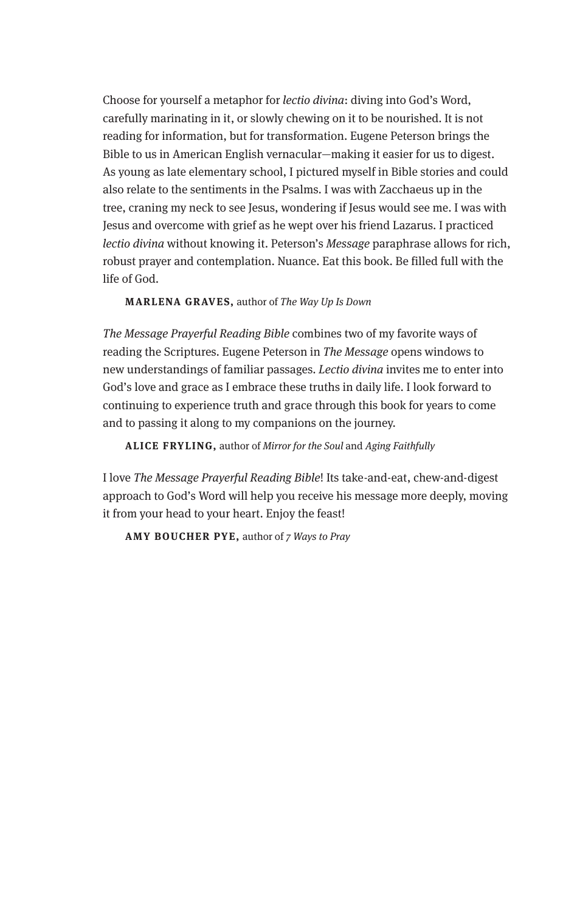Choose for yourself a metaphor for *lectio divina*: diving into God's Word, carefully marinating in it, or slowly chewing on it to be nourished. It is not reading for information, but for transformation. Eugene Peterson brings the Bible to us in American English vernacular—making it easier for us to digest. As young as late elementary school, I pictured myself in Bible stories and could also relate to the sentiments in the Psalms. I was with Zacchaeus up in the tree, craning my neck to see Jesus, wondering if Jesus would see me. I was with Jesus and overcome with grief as he wept over his friend Lazarus. I practiced *lectio divina* without knowing it. Peterson's *Message* paraphrase allows for rich, robust prayer and contemplation. Nuance. Eat this book. Be filled full with the life of God.

**MARLENA GRAVES,** author of *The Way Up Is Down*

*The Message Prayerful Reading Bible* combines two of my favorite ways of reading the Scriptures. Eugene Peterson in *The Message* opens windows to new understandings of familiar passages. *Lectio divina* invites me to enter into God's love and grace as I embrace these truths in daily life. I look forward to continuing to experience truth and grace through this book for years to come and to passing it along to my companions on the journey.

**ALICE FRYLING,** author of *Mirror for the Soul* and *Aging Faithfully*

I love *The Message Prayerful Reading Bible*! Its take-and-eat, chew-and-digest approach to God's Word will help you receive his message more deeply, moving it from your head to your heart. Enjoy the feast!

**AMY BOUCHER PYE,** author of *7 Ways to Pray*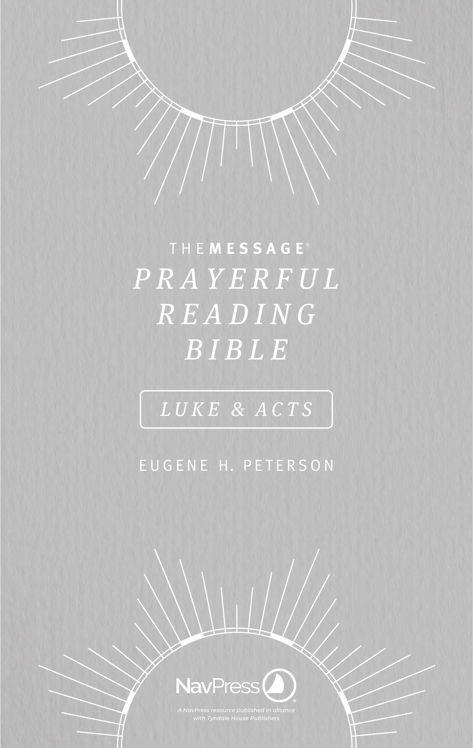THE **MESSAGE**®

# *PRAYERFUL READING BIBLE*

*LUKE & ACTS*

EUGENE H. PETERSON

NavPress®

*A NavPress resource published in alliance with Tyndale House Publishers*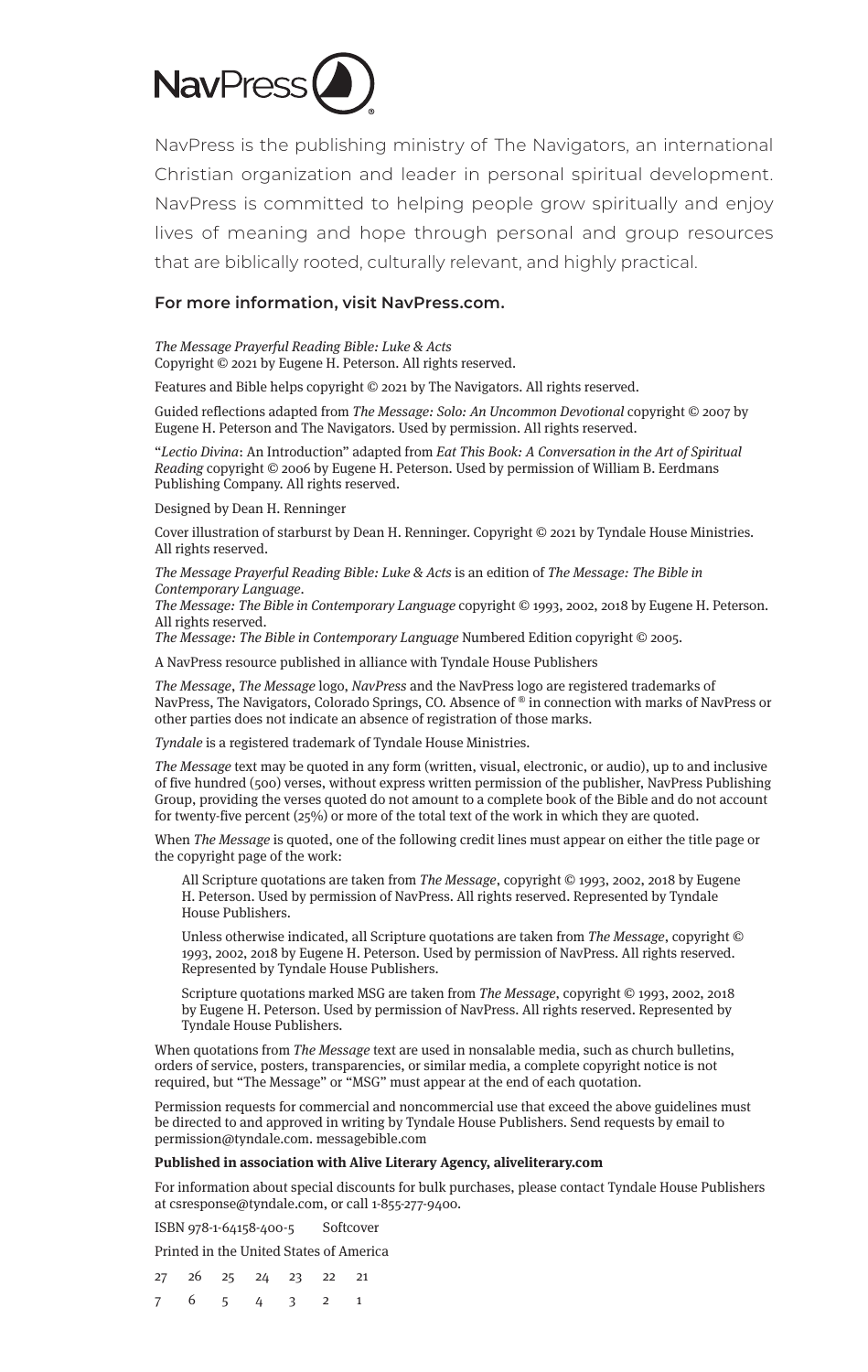NavPress

NavPress is the publishing ministry of The Navigators, an international Christian organization and leader in personal spiritual development. NavPress is committed to helping people grow spiritually and enjoy lives of meaning and hope through personal and group resources that are biblically rooted, culturally relevant, and highly practical.

**For more information, visit NavPress.com.**

*The Message Prayerful Reading Bible: Luke & Acts*
Copyright © 2021 by Eugene H. Peterson. All rights reserved.

Features and Bible helps copyright © 2021 by The Navigators. All rights reserved.

Guided reflections adapted from *The Message: Solo: An Uncommon Devotional* copyright © 2007 by Eugene H. Peterson and The Navigators. Used by permission. All rights reserved.

"*Lectio Divina*: An Introduction" adapted from *Eat This Book: A Conversation in the Art of Spiritual Reading* copyright © 2006 by Eugene H. Peterson. Used by permission of William B. Eerdmans Publishing Company. All rights reserved.

Designed by Dean H. Renninger

Cover illustration of starburst by Dean H. Renninger. Copyright © 2021 by Tyndale House Ministries. All rights reserved.

*The Message Prayerful Reading Bible: Luke & Acts* is an edition of *The Message: The Bible in Contemporary Language*.
*The Message: The Bible in Contemporary Language* copyright © 1993, 2002, 2018 by Eugene H. Peterson. All rights reserved.
*The Message: The Bible in Contemporary Language* Numbered Edition copyright © 2005.

A NavPress resource published in alliance with Tyndale House Publishers

*The Message*, *The Message* logo, *NavPress* and the NavPress logo are registered trademarks of NavPress, The Navigators, Colorado Springs, CO. Absence of ® in connection with marks of NavPress or other parties does not indicate an absence of registration of those marks.

*Tyndale* is a registered trademark of Tyndale House Ministries.

*The Message* text may be quoted in any form (written, visual, electronic, or audio), up to and inclusive of five hundred (500) verses, without express written permission of the publisher, NavPress Publishing Group, providing the verses quoted do not amount to a complete book of the Bible and do not account for twenty-five percent (25%) or more of the total text of the work in which they are quoted.

When *The Message* is quoted, one of the following credit lines must appear on either the title page or the copyright page of the work:

> All Scripture quotations are taken from *The Message*, copyright © 1993, 2002, 2018 by Eugene H. Peterson. Used by permission of NavPress. All rights reserved. Represented by Tyndale House Publishers.
>
> Unless otherwise indicated, all Scripture quotations are taken from *The Message*, copyright © 1993, 2002, 2018 by Eugene H. Peterson. Used by permission of NavPress. All rights reserved. Represented by Tyndale House Publishers.
>
> Scripture quotations marked MSG are taken from *The Message*, copyright © 1993, 2002, 2018 by Eugene H. Peterson. Used by permission of NavPress. All rights reserved. Represented by Tyndale House Publishers.

When quotations from *The Message* text are used in nonsalable media, such as church bulletins, orders of service, posters, transparencies, or similar media, a complete copyright notice is not required, but "The Message" or "MSG" must appear at the end of each quotation.

Permission requests for commercial and noncommercial use that exceed the above guidelines must be directed to and approved in writing by Tyndale House Publishers. Send requests by email to permission@tyndale.com. messagebible.com

**Published in association with Alive Literary Agency, aliveliterary.com**

For information about special discounts for bulk purchases, please contact Tyndale House Publishers at csresponse@tyndale.com, or call 1-855-277-9400.

ISBN 978-1-64158-400-5 Softcover

Printed in the United States of America

27 26 25 24 23 22 21
7 6 5 4 3 2 1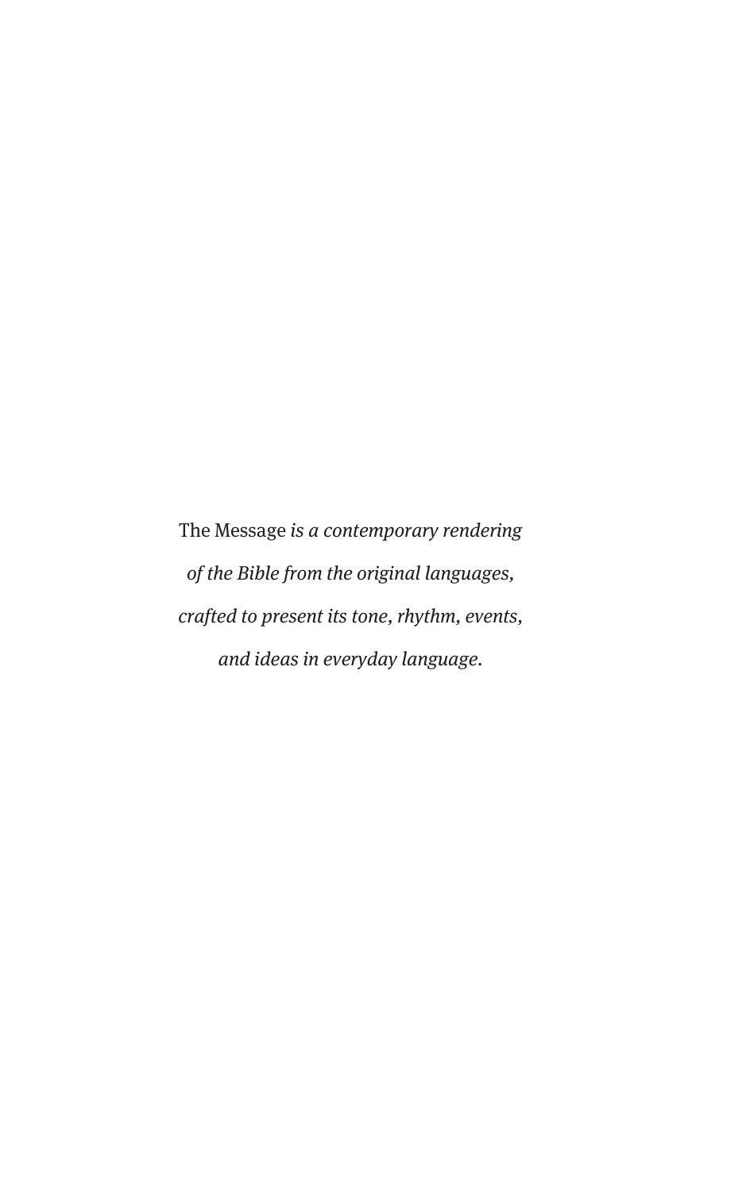The Message *is a contemporary rendering of the Bible from the original languages, crafted to present its tone, rhythm, events, and ideas in everyday language.*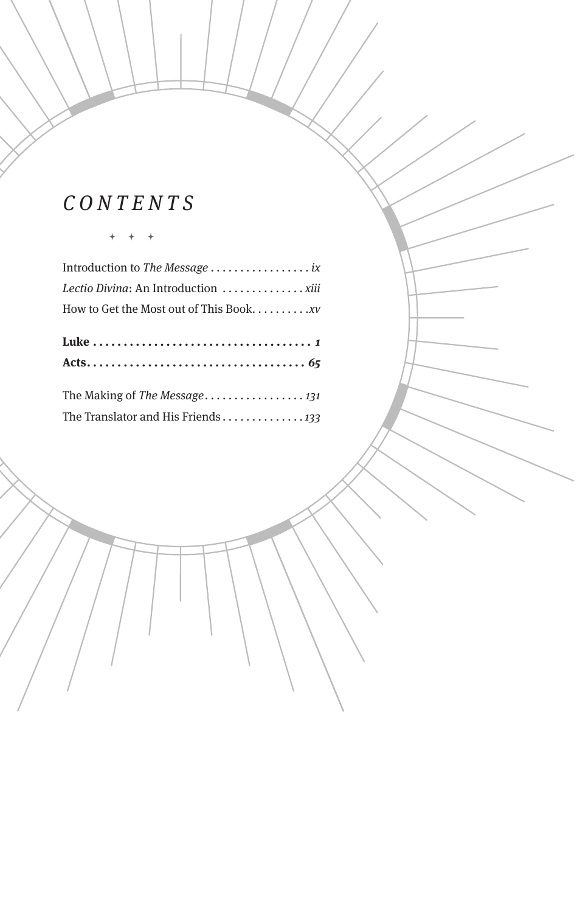# *CONTENTS*

✦ ✦ ✦

Introduction to *The Message* . . . . . . . . . . . . . . . . . *ix*
*Lectio Divina*: An Introduction . . . . . . . . . . . . . . *xiii*
How to Get the Most out of This Book. . . . . . . . . .*xv*

**Luke . . . . . . . . . . . . . . . . . . . . . . . . . . . . . . . . . . . . *1***
**Acts. . . . . . . . . . . . . . . . . . . . . . . . . . . . . . . . . . . . *65***

The Making of *The Message*. . . . . . . . . . . . . . . . . *131*
The Translator and His Friends . . . . . . . . . . . . . *133*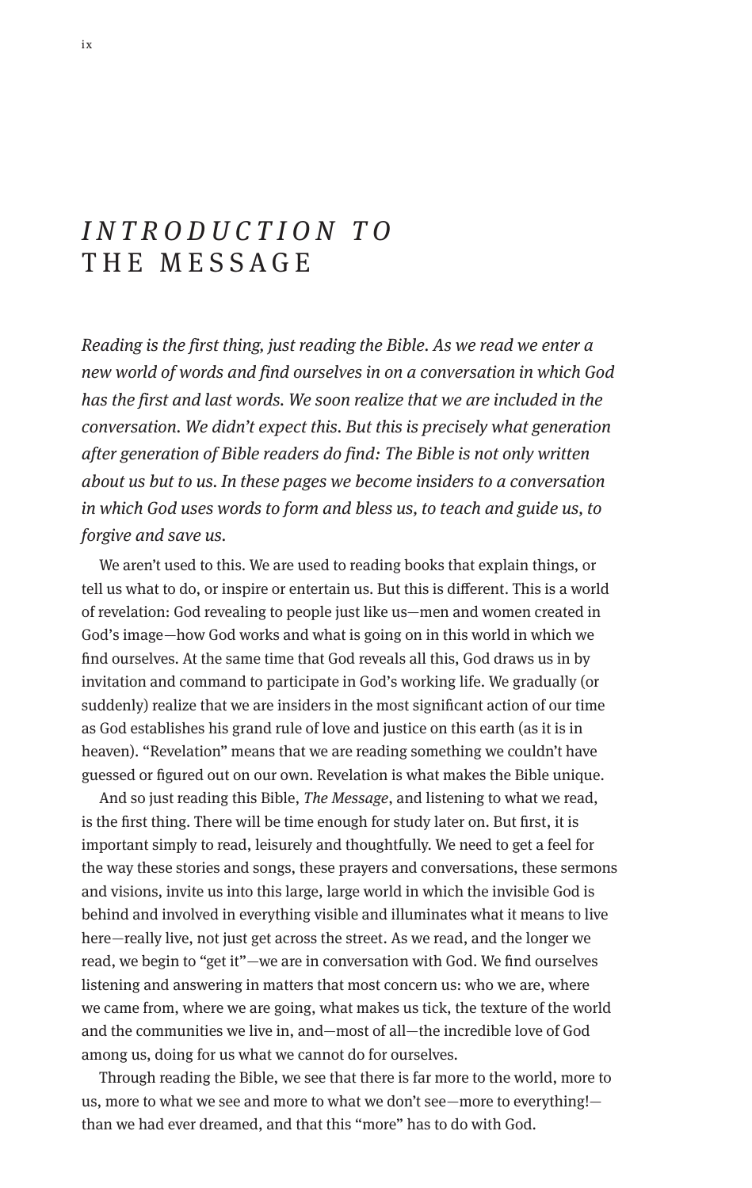# *INTRODUCTION TO* THE MESSAGE

*Reading is the first thing, just reading the Bible. As we read we enter a new world of words and find ourselves in on a conversation in which God has the first and last words. We soon realize that we are included in the conversation. We didn't expect this. But this is precisely what generation after generation of Bible readers do find: The Bible is not only written about us but to us. In these pages we become insiders to a conversation in which God uses words to form and bless us, to teach and guide us, to forgive and save us.*

We aren't used to this. We are used to reading books that explain things, or tell us what to do, or inspire or entertain us. But this is different. This is a world of revelation: God revealing to people just like us—men and women created in God's image—how God works and what is going on in this world in which we find ourselves. At the same time that God reveals all this, God draws us in by invitation and command to participate in God's working life. We gradually (or suddenly) realize that we are insiders in the most significant action of our time as God establishes his grand rule of love and justice on this earth (as it is in heaven). "Revelation" means that we are reading something we couldn't have guessed or figured out on our own. Revelation is what makes the Bible unique.

And so just reading this Bible, *The Message*, and listening to what we read, is the first thing. There will be time enough for study later on. But first, it is important simply to read, leisurely and thoughtfully. We need to get a feel for the way these stories and songs, these prayers and conversations, these sermons and visions, invite us into this large, large world in which the invisible God is behind and involved in everything visible and illuminates what it means to live here—really live, not just get across the street. As we read, and the longer we read, we begin to "get it"—we are in conversation with God. We find ourselves listening and answering in matters that most concern us: who we are, where we came from, where we are going, what makes us tick, the texture of the world and the communities we live in, and—most of all—the incredible love of God among us, doing for us what we cannot do for ourselves.

Through reading the Bible, we see that there is far more to the world, more to us, more to what we see and more to what we don't see—more to everything!—than we had ever dreamed, and that this "more" has to do with God.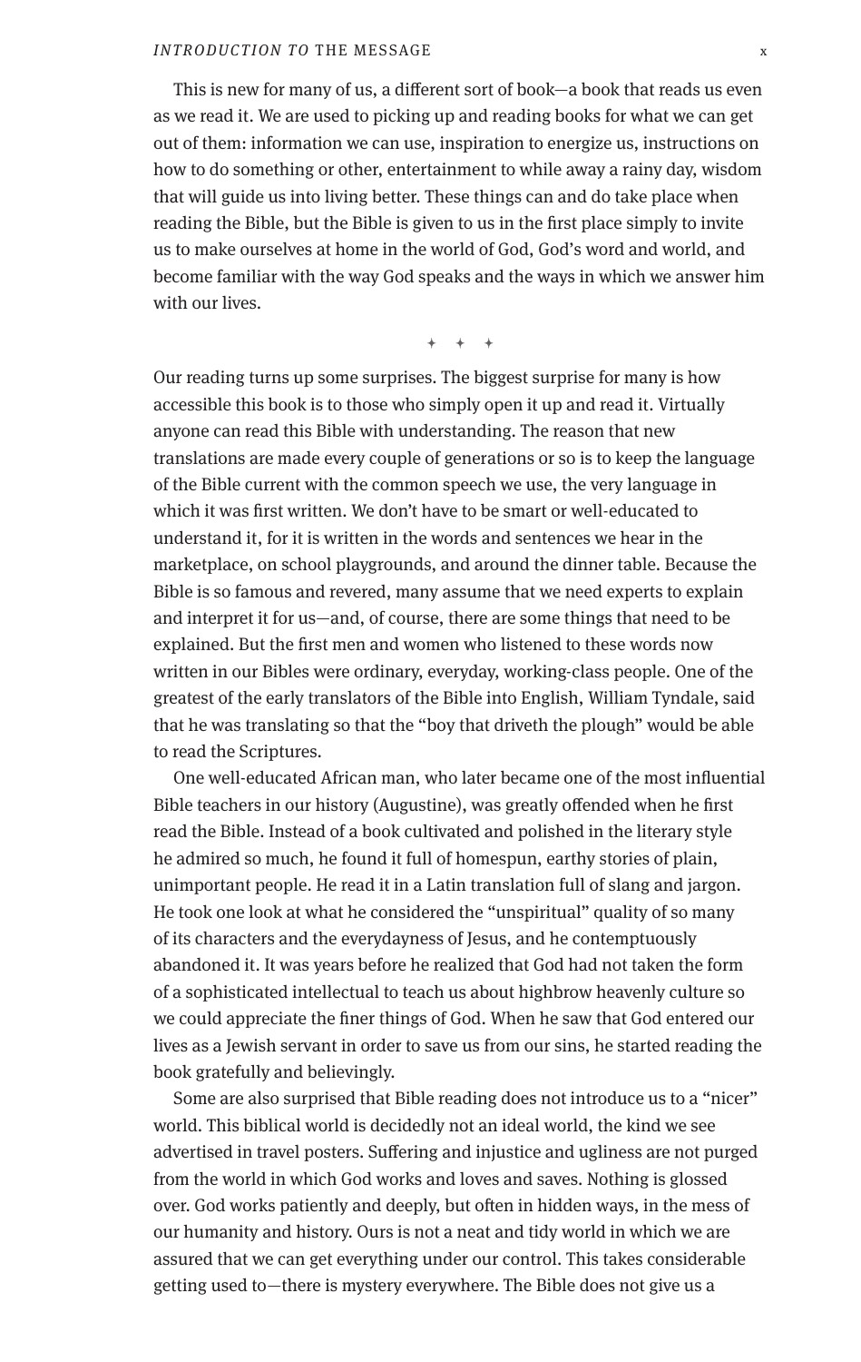This is new for many of us, a different sort of book—a book that reads us even as we read it. We are used to picking up and reading books for what we can get out of them: information we can use, inspiration to energize us, instructions on how to do something or other, entertainment to while away a rainy day, wisdom that will guide us into living better. These things can and do take place when reading the Bible, but the Bible is given to us in the first place simply to invite us to make ourselves at home in the world of God, God's word and world, and become familiar with the way God speaks and the ways in which we answer him with our lives.

✦ ✦ ✦

Our reading turns up some surprises. The biggest surprise for many is how accessible this book is to those who simply open it up and read it. Virtually anyone can read this Bible with understanding. The reason that new translations are made every couple of generations or so is to keep the language of the Bible current with the common speech we use, the very language in which it was first written. We don't have to be smart or well-educated to understand it, for it is written in the words and sentences we hear in the marketplace, on school playgrounds, and around the dinner table. Because the Bible is so famous and revered, many assume that we need experts to explain and interpret it for us—and, of course, there are some things that need to be explained. But the first men and women who listened to these words now written in our Bibles were ordinary, everyday, working-class people. One of the greatest of the early translators of the Bible into English, William Tyndale, said that he was translating so that the "boy that driveth the plough" would be able to read the Scriptures.

One well-educated African man, who later became one of the most influential Bible teachers in our history (Augustine), was greatly offended when he first read the Bible. Instead of a book cultivated and polished in the literary style he admired so much, he found it full of homespun, earthy stories of plain, unimportant people. He read it in a Latin translation full of slang and jargon. He took one look at what he considered the "unspiritual" quality of so many of its characters and the everydayness of Jesus, and he contemptuously abandoned it. It was years before he realized that God had not taken the form of a sophisticated intellectual to teach us about highbrow heavenly culture so we could appreciate the finer things of God. When he saw that God entered our lives as a Jewish servant in order to save us from our sins, he started reading the book gratefully and believingly.

Some are also surprised that Bible reading does not introduce us to a "nicer" world. This biblical world is decidedly not an ideal world, the kind we see advertised in travel posters. Suffering and injustice and ugliness are not purged from the world in which God works and loves and saves. Nothing is glossed over. God works patiently and deeply, but often in hidden ways, in the mess of our humanity and history. Ours is not a neat and tidy world in which we are assured that we can get everything under our control. This takes considerable getting used to—there is mystery everywhere. The Bible does not give us a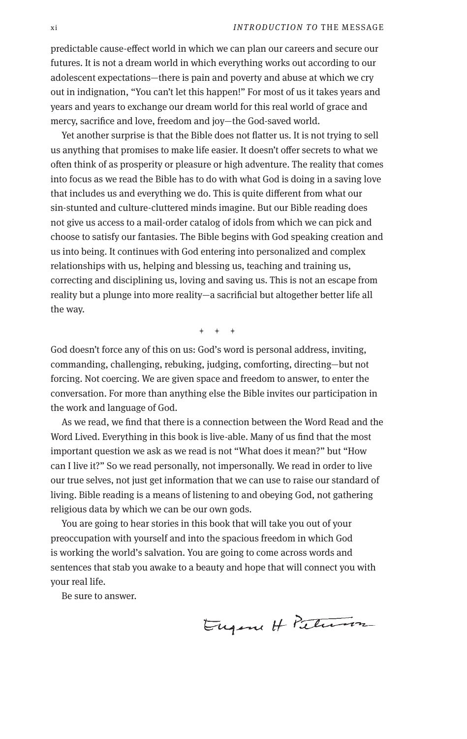predictable cause-effect world in which we can plan our careers and secure our futures. It is not a dream world in which everything works out according to our adolescent expectations—there is pain and poverty and abuse at which we cry out in indignation, "You can't let this happen!" For most of us it takes years and years and years to exchange our dream world for this real world of grace and mercy, sacrifice and love, freedom and joy—the God-saved world.

Yet another surprise is that the Bible does not flatter us. It is not trying to sell us anything that promises to make life easier. It doesn't offer secrets to what we often think of as prosperity or pleasure or high adventure. The reality that comes into focus as we read the Bible has to do with what God is doing in a saving love that includes us and everything we do. This is quite different from what our sin-stunted and culture-cluttered minds imagine. But our Bible reading does not give us access to a mail-order catalog of idols from which we can pick and choose to satisfy our fantasies. The Bible begins with God speaking creation and us into being. It continues with God entering into personalized and complex relationships with us, helping and blessing us, teaching and training us, correcting and disciplining us, loving and saving us. This is not an escape from reality but a plunge into more reality—a sacrificial but altogether better life all the way.

✦ ✦ ✦

God doesn't force any of this on us: God's word is personal address, inviting, commanding, challenging, rebuking, judging, comforting, directing—but not forcing. Not coercing. We are given space and freedom to answer, to enter the conversation. For more than anything else the Bible invites our participation in the work and language of God.

As we read, we find that there is a connection between the Word Read and the Word Lived. Everything in this book is live-able. Many of us find that the most important question we ask as we read is not "What does it mean?" but "How can I live it?" So we read personally, not impersonally. We read in order to live our true selves, not just get information that we can use to raise our standard of living. Bible reading is a means of listening to and obeying God, not gathering religious data by which we can be our own gods.

You are going to hear stories in this book that will take you out of your preoccupation with yourself and into the spacious freedom in which God is working the world's salvation. You are going to come across words and sentences that stab you awake to a beauty and hope that will connect you with your real life.

Be sure to answer.

Eugene H Peterson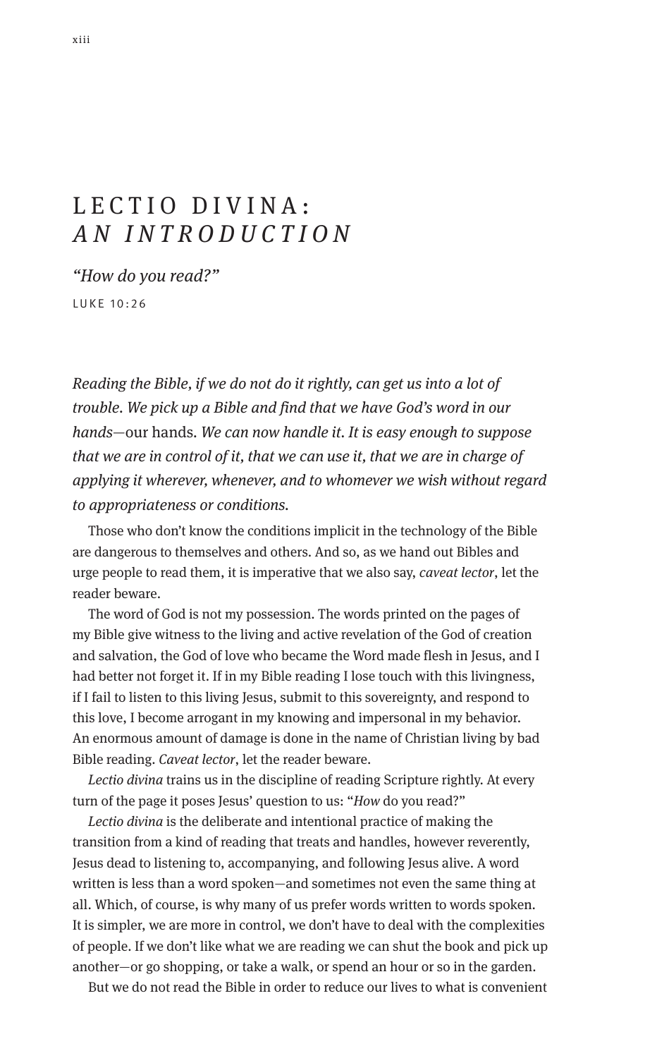# LECTIO DIVINA: *AN INTRODUCTION*

*"How do you read?"*

LUKE 10:26

*Reading the Bible, if we do not do it rightly, can get us into a lot of trouble. We pick up a Bible and find that we have God's word in our hands*—our hands. *We can now handle it. It is easy enough to suppose that we are in control of it, that we can use it, that we are in charge of applying it wherever, whenever, and to whomever we wish without regard to appropriateness or conditions.*

Those who don't know the conditions implicit in the technology of the Bible are dangerous to themselves and others. And so, as we hand out Bibles and urge people to read them, it is imperative that we also say, *caveat lector*, let the reader beware.

The word of God is not my possession. The words printed on the pages of my Bible give witness to the living and active revelation of the God of creation and salvation, the God of love who became the Word made flesh in Jesus, and I had better not forget it. If in my Bible reading I lose touch with this livingness, if I fail to listen to this living Jesus, submit to this sovereignty, and respond to this love, I become arrogant in my knowing and impersonal in my behavior. An enormous amount of damage is done in the name of Christian living by bad Bible reading. *Caveat lector*, let the reader beware.

*Lectio divina* trains us in the discipline of reading Scripture rightly. At every turn of the page it poses Jesus' question to us: "*How* do you read?"

*Lectio divina* is the deliberate and intentional practice of making the transition from a kind of reading that treats and handles, however reverently, Jesus dead to listening to, accompanying, and following Jesus alive. A word written is less than a word spoken—and sometimes not even the same thing at all. Which, of course, is why many of us prefer words written to words spoken. It is simpler, we are more in control, we don't have to deal with the complexities of people. If we don't like what we are reading we can shut the book and pick up another—or go shopping, or take a walk, or spend an hour or so in the garden.

But we do not read the Bible in order to reduce our lives to what is convenient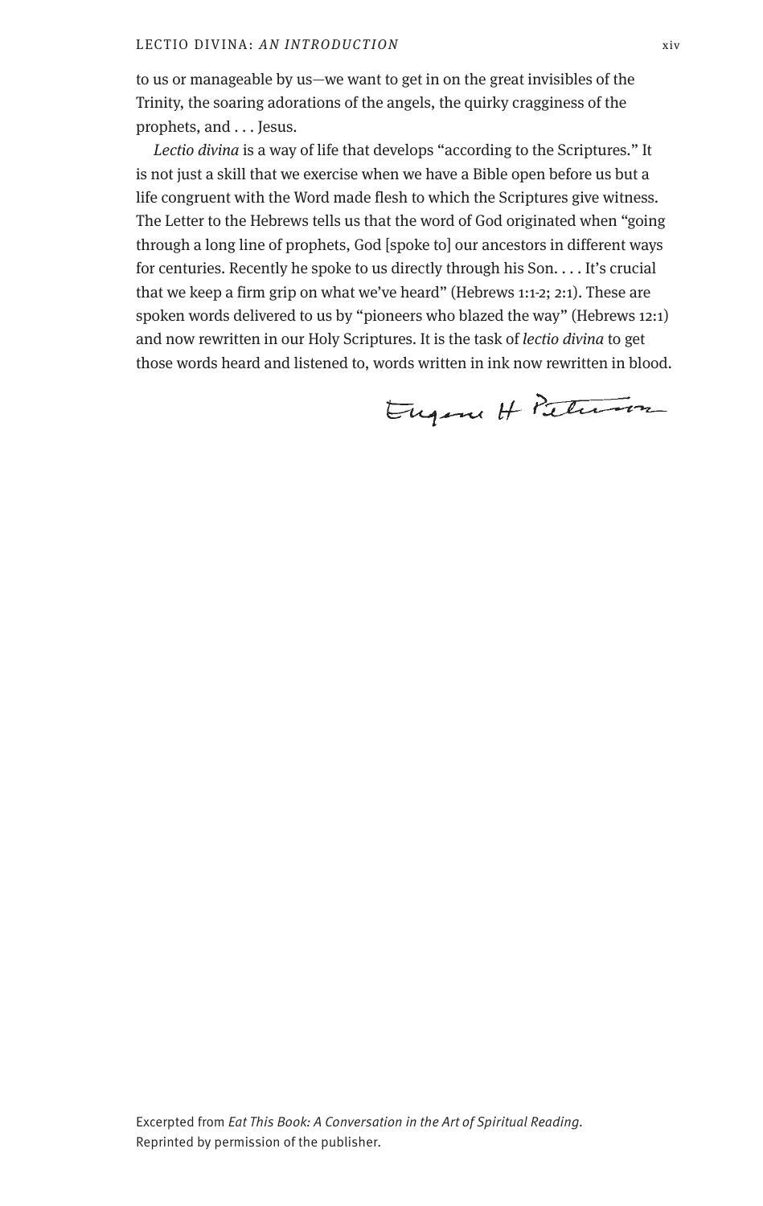to us or manageable by us—we want to get in on the great invisibles of the Trinity, the soaring adorations of the angels, the quirky cragginess of the prophets, and . . . Jesus.

*Lectio divina* is a way of life that develops "according to the Scriptures." It is not just a skill that we exercise when we have a Bible open before us but a life congruent with the Word made flesh to which the Scriptures give witness. The Letter to the Hebrews tells us that the word of God originated when "going through a long line of prophets, God [spoke to] our ancestors in different ways for centuries. Recently he spoke to us directly through his Son. . . . It's crucial that we keep a firm grip on what we've heard" (Hebrews 1:1-2; 2:1). These are spoken words delivered to us by "pioneers who blazed the way" (Hebrews 12:1) and now rewritten in our Holy Scriptures. It is the task of *lectio divina* to get those words heard and listened to, words written in ink now rewritten in blood.

Eugene H Peterson

Excerpted from *Eat This Book: A Conversation in the Art of Spiritual Reading*. Reprinted by permission of the publisher.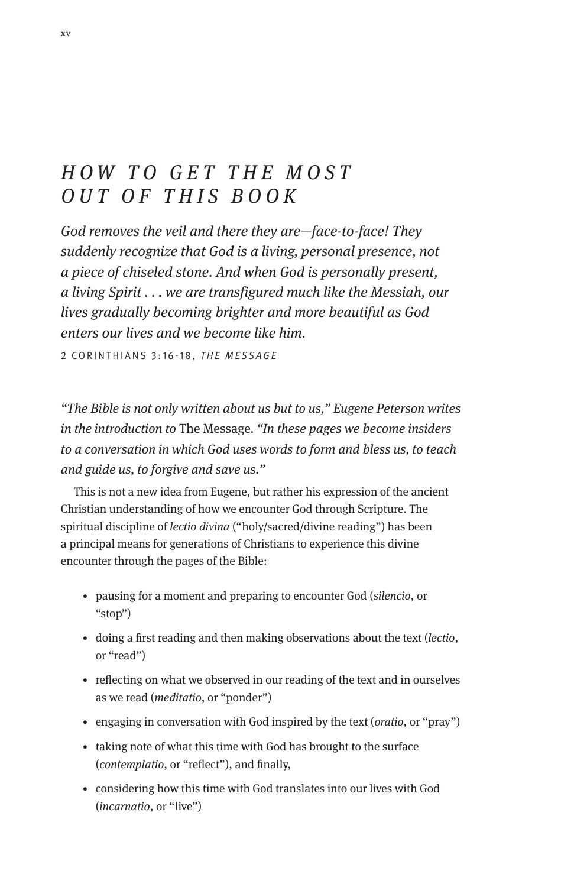# *HOW TO GET THE MOST OUT OF THIS BOOK*

*God removes the veil and there they are—face-to-face! They suddenly recognize that God is a living, personal presence, not a piece of chiseled stone. And when God is personally present, a living Spirit . . . we are transfigured much like the Messiah, our lives gradually becoming brighter and more beautiful as God enters our lives and we become like him.*

2 CORINTHIANS 3:16-18, *THE MESSAGE*

*"The Bible is not only written about us but to us," Eugene Peterson writes in the introduction to* The Message. *"In these pages we become insiders to a conversation in which God uses words to form and bless us, to teach and guide us, to forgive and save us."*

This is not a new idea from Eugene, but rather his expression of the ancient Christian understanding of how we encounter God through Scripture. The spiritual discipline of *lectio divina* ("holy/sacred/divine reading") has been a principal means for generations of Christians to experience this divine encounter through the pages of the Bible:

- pausing for a moment and preparing to encounter God (*silencio*, or "stop")
- doing a first reading and then making observations about the text (*lectio*, or "read")
- reflecting on what we observed in our reading of the text and in ourselves as we read (*meditatio*, or "ponder")
- engaging in conversation with God inspired by the text (*oratio*, or "pray")
- taking note of what this time with God has brought to the surface (*contemplatio*, or "reflect"), and finally,
- considering how this time with God translates into our lives with God (*incarnatio*, or "live")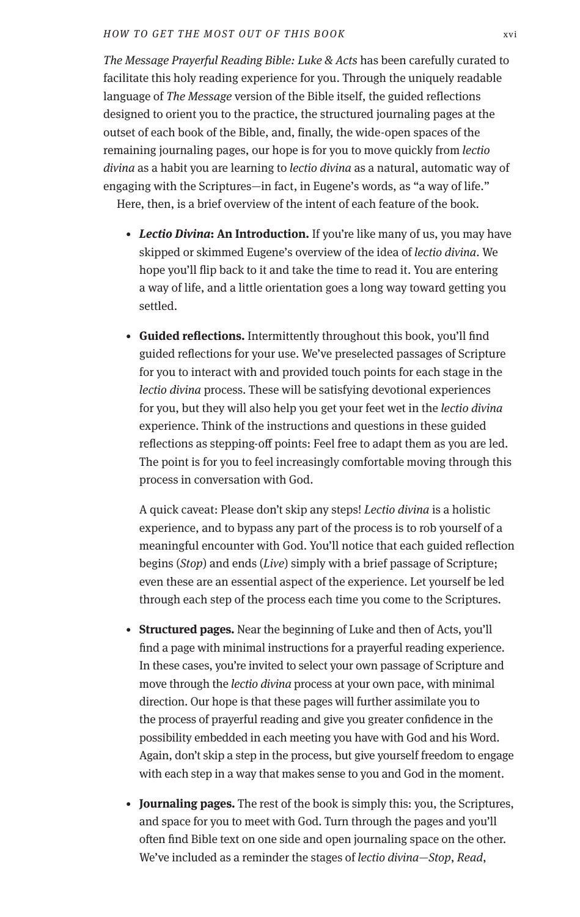*The Message Prayerful Reading Bible: Luke & Acts* has been carefully curated to facilitate this holy reading experience for you. Through the uniquely readable language of *The Message* version of the Bible itself, the guided reflections designed to orient you to the practice, the structured journaling pages at the outset of each book of the Bible, and, finally, the wide-open spaces of the remaining journaling pages, our hope is for you to move quickly from *lectio divina* as a habit you are learning to *lectio divina* as a natural, automatic way of engaging with the Scriptures—in fact, in Eugene's words, as "a way of life."

Here, then, is a brief overview of the intent of each feature of the book.

- ***Lectio Divina*: An Introduction.** If you're like many of us, you may have skipped or skimmed Eugene's overview of the idea of *lectio divina*. We hope you'll flip back to it and take the time to read it. You are entering a way of life, and a little orientation goes a long way toward getting you settled.

- **Guided reflections.** Intermittently throughout this book, you'll find guided reflections for your use. We've preselected passages of Scripture for you to interact with and provided touch points for each stage in the *lectio divina* process. These will be satisfying devotional experiences for you, but they will also help you get your feet wet in the *lectio divina* experience. Think of the instructions and questions in these guided reflections as stepping-off points: Feel free to adapt them as you are led. The point is for you to feel increasingly comfortable moving through this process in conversation with God.

  A quick caveat: Please don't skip any steps! *Lectio divina* is a holistic experience, and to bypass any part of the process is to rob yourself of a meaningful encounter with God. You'll notice that each guided reflection begins (*Stop*) and ends (*Live*) simply with a brief passage of Scripture; even these are an essential aspect of the experience. Let yourself be led through each step of the process each time you come to the Scriptures.

- **Structured pages.** Near the beginning of Luke and then of Acts, you'll find a page with minimal instructions for a prayerful reading experience. In these cases, you're invited to select your own passage of Scripture and move through the *lectio divina* process at your own pace, with minimal direction. Our hope is that these pages will further assimilate you to the process of prayerful reading and give you greater confidence in the possibility embedded in each meeting you have with God and his Word. Again, don't skip a step in the process, but give yourself freedom to engage with each step in a way that makes sense to you and God in the moment.

- **Journaling pages.** The rest of the book is simply this: you, the Scriptures, and space for you to meet with God. Turn through the pages and you'll often find Bible text on one side and open journaling space on the other. We've included as a reminder the stages of *lectio divina*—*Stop*, *Read*,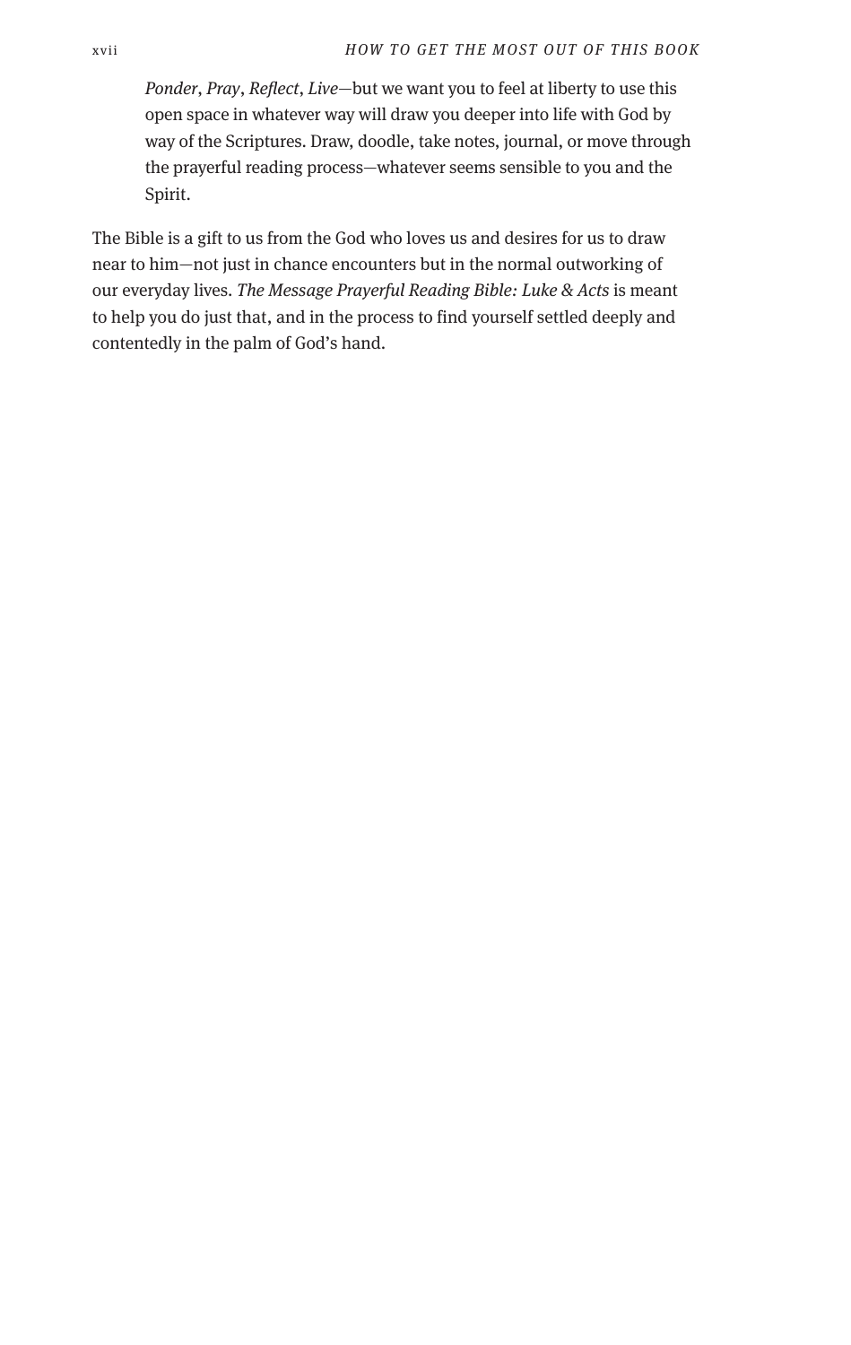> *Ponder*, *Pray*, *Reflect*, *Live*—but we want you to feel at liberty to use this open space in whatever way will draw you deeper into life with God by way of the Scriptures. Draw, doodle, take notes, journal, or move through the prayerful reading process—whatever seems sensible to you and the Spirit.

The Bible is a gift to us from the God who loves us and desires for us to draw near to him—not just in chance encounters but in the normal outworking of our everyday lives. *The Message Prayerful Reading Bible: Luke & Acts* is meant to help you do just that, and in the process to find yourself settled deeply and contentedly in the palm of God's hand.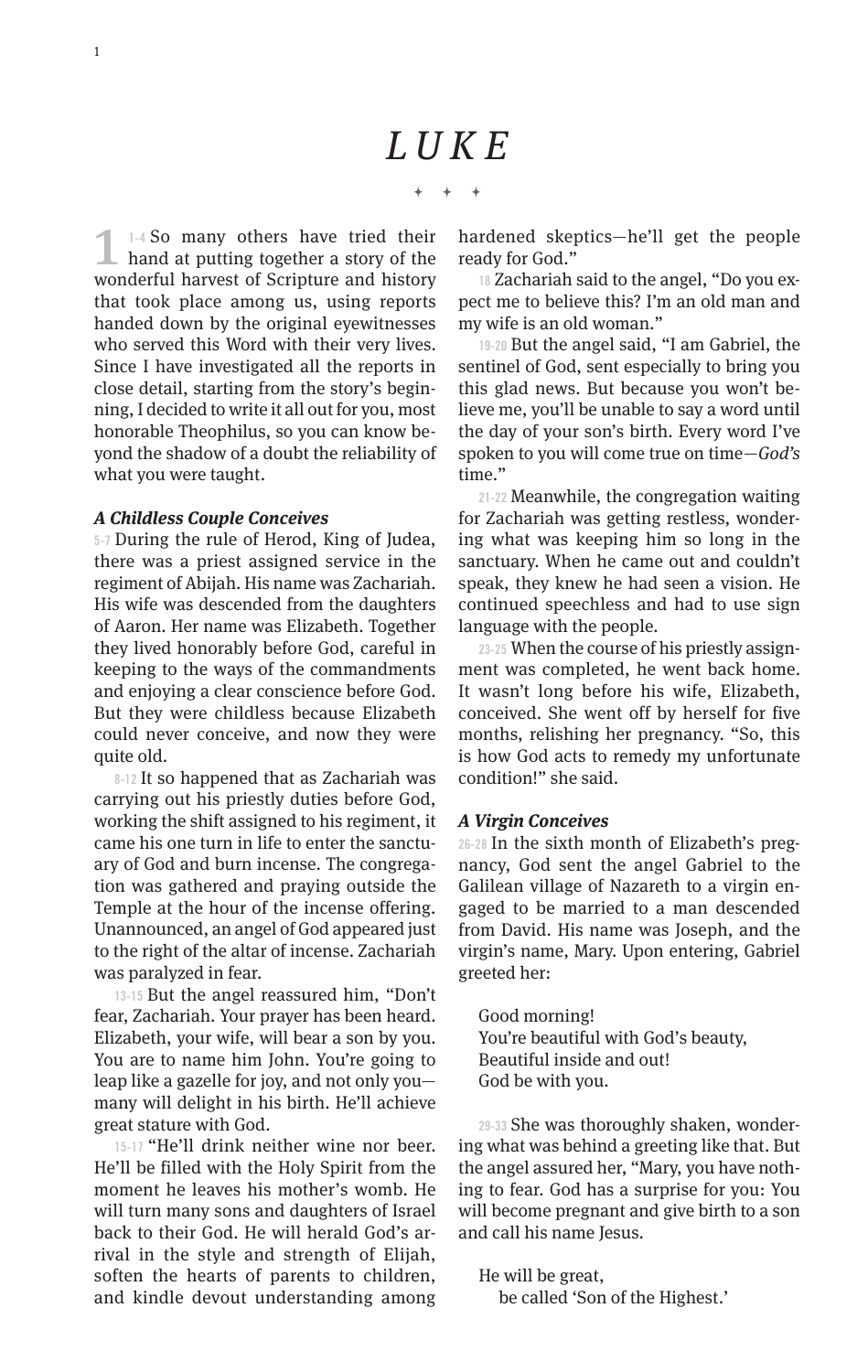# LUKE

✦ ✦ ✦

**1** 1-4 So many others have tried their hand at putting together a story of the wonderful harvest of Scripture and history that took place among us, using reports handed down by the original eyewitnesses who served this Word with their very lives. Since I have investigated all the reports in close detail, starting from the story's beginning, I decided to write it all out for you, most honorable Theophilus, so you can know beyond the shadow of a doubt the reliability of what you were taught.

### *A Childless Couple Conceives*

5-7 During the rule of Herod, King of Judea, there was a priest assigned service in the regiment of Abijah. His name was Zachariah. His wife was descended from the daughters of Aaron. Her name was Elizabeth. Together they lived honorably before God, careful in keeping to the ways of the commandments and enjoying a clear conscience before God. But they were childless because Elizabeth could never conceive, and now they were quite old.

8-12 It so happened that as Zachariah was carrying out his priestly duties before God, working the shift assigned to his regiment, it came his one turn in life to enter the sanctuary of God and burn incense. The congregation was gathered and praying outside the Temple at the hour of the incense offering. Unannounced, an angel of God appeared just to the right of the altar of incense. Zachariah was paralyzed in fear.

13-15 But the angel reassured him, "Don't fear, Zachariah. Your prayer has been heard. Elizabeth, your wife, will bear a son by you. You are to name him John. You're going to leap like a gazelle for joy, and not only you—many will delight in his birth. He'll achieve great stature with God.

15-17 "He'll drink neither wine nor beer. He'll be filled with the Holy Spirit from the moment he leaves his mother's womb. He will turn many sons and daughters of Israel back to their God. He will herald God's arrival in the style and strength of Elijah, soften the hearts of parents to children, and kindle devout understanding among hardened skeptics—he'll get the people ready for God."

18 Zachariah said to the angel, "Do you expect me to believe this? I'm an old man and my wife is an old woman."

19-20 But the angel said, "I am Gabriel, the sentinel of God, sent especially to bring you this glad news. But because you won't believe me, you'll be unable to say a word until the day of your son's birth. Every word I've spoken to you will come true on time—*God's* time."

21-22 Meanwhile, the congregation waiting for Zachariah was getting restless, wondering what was keeping him so long in the sanctuary. When he came out and couldn't speak, they knew he had seen a vision. He continued speechless and had to use sign language with the people.

23-25 When the course of his priestly assignment was completed, he went back home. It wasn't long before his wife, Elizabeth, conceived. She went off by herself for five months, relishing her pregnancy. "So, this is how God acts to remedy my unfortunate condition!" she said.

### *A Virgin Conceives*

26-28 In the sixth month of Elizabeth's pregnancy, God sent the angel Gabriel to the Galilean village of Nazareth to a virgin engaged to be married to a man descended from David. His name was Joseph, and the virgin's name, Mary. Upon entering, Gabriel greeted her:

> Good morning!
> You're beautiful with God's beauty,
> Beautiful inside and out!
> God be with you.

29-33 She was thoroughly shaken, wondering what was behind a greeting like that. But the angel assured her, "Mary, you have nothing to fear. God has a surprise for you: You will become pregnant and give birth to a son and call his name Jesus.

> He will be great,
> be called 'Son of the Highest.'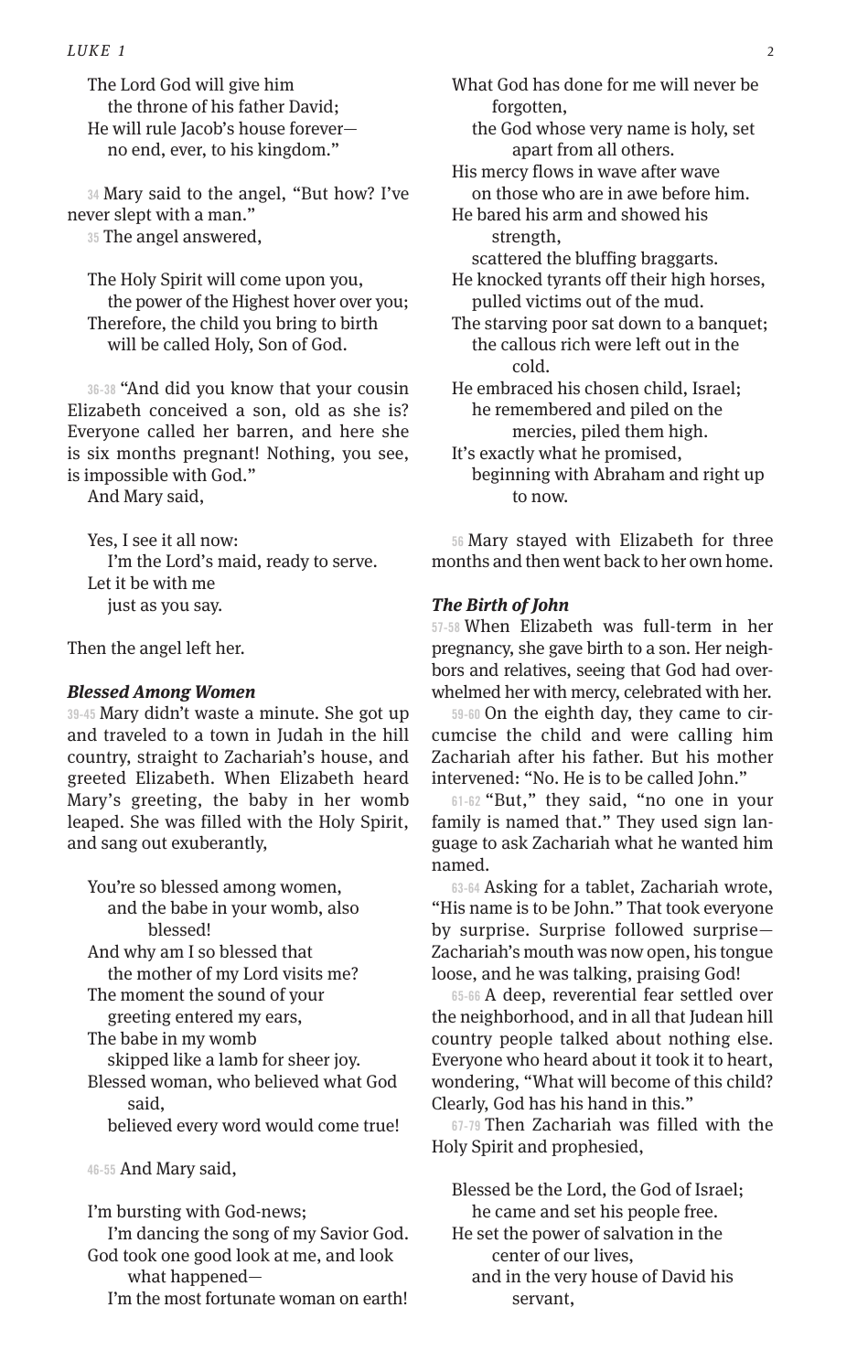The Lord God will give him
the throne of his father David;
He will rule Jacob's house forever—
no end, ever, to his kingdom."

34 Mary said to the angel, "But how? I've never slept with a man."

35 The angel answered,

The Holy Spirit will come upon you,
the power of the Highest hover over you;
Therefore, the child you bring to birth
will be called Holy, Son of God.

36-38 "And did you know that your cousin Elizabeth conceived a son, old as she is? Everyone called her barren, and here she is six months pregnant! Nothing, you see, is impossible with God."

And Mary said,

Yes, I see it all now:
I'm the Lord's maid, ready to serve.
Let it be with me
just as you say.

Then the angel left her.

### *Blessed Among Women*

39-45 Mary didn't waste a minute. She got up and traveled to a town in Judah in the hill country, straight to Zachariah's house, and greeted Elizabeth. When Elizabeth heard Mary's greeting, the baby in her womb leaped. She was filled with the Holy Spirit, and sang out exuberantly,

You're so blessed among women,
and the babe in your womb, also blessed!
And why am I so blessed that
the mother of my Lord visits me?
The moment the sound of your
greeting entered my ears,
The babe in my womb
skipped like a lamb for sheer joy.
Blessed woman, who believed what God said,
believed every word would come true!

46-55 And Mary said,

I'm bursting with God-news;
I'm dancing the song of my Savior God.
God took one good look at me, and look what happened—
I'm the most fortunate woman on earth!
What God has done for me will never be forgotten,
the God whose very name is holy, set apart from all others.
His mercy flows in wave after wave
on those who are in awe before him.
He bared his arm and showed his strength,
scattered the bluffing braggarts.
He knocked tyrants off their high horses,
pulled victims out of the mud.
The starving poor sat down to a banquet;
the callous rich were left out in the cold.
He embraced his chosen child, Israel;
he remembered and piled on the mercies, piled them high.
It's exactly what he promised,
beginning with Abraham and right up to now.

56 Mary stayed with Elizabeth for three months and then went back to her own home.

### *The Birth of John*

57-58 When Elizabeth was full-term in her pregnancy, she gave birth to a son. Her neighbors and relatives, seeing that God had overwhelmed her with mercy, celebrated with her.

59-60 On the eighth day, they came to circumcise the child and were calling him Zachariah after his father. But his mother intervened: "No. He is to be called John."

61-62 "But," they said, "no one in your family is named that." They used sign language to ask Zachariah what he wanted him named.

63-64 Asking for a tablet, Zachariah wrote, "His name is to be John." That took everyone by surprise. Surprise followed surprise—Zachariah's mouth was now open, his tongue loose, and he was talking, praising God!

65-66 A deep, reverential fear settled over the neighborhood, and in all that Judean hill country people talked about nothing else. Everyone who heard about it took it to heart, wondering, "What will become of this child? Clearly, God has his hand in this."

67-79 Then Zachariah was filled with the Holy Spirit and prophesied,

Blessed be the Lord, the God of Israel;
he came and set his people free.
He set the power of salvation in the center of our lives,
and in the very house of David his servant,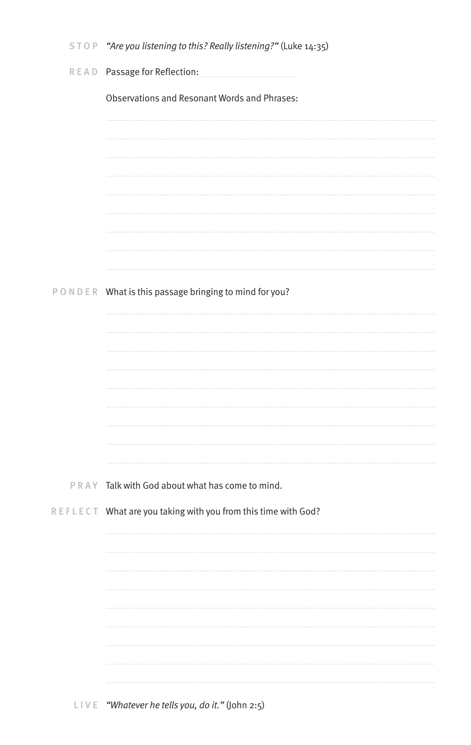**STOP** *"Are you listening to this? Really listening?"* (Luke 14:35)

**READ** Passage for Reflection: ..............................

Observations and Resonant Words and Phrases:

**PONDER** What is this passage bringing to mind for you?

**PRAY** Talk with God about what has come to mind.

**REFLECT** What are you taking with you from this time with God?

**LIVE** *"Whatever he tells you, do it."* (John 2:5)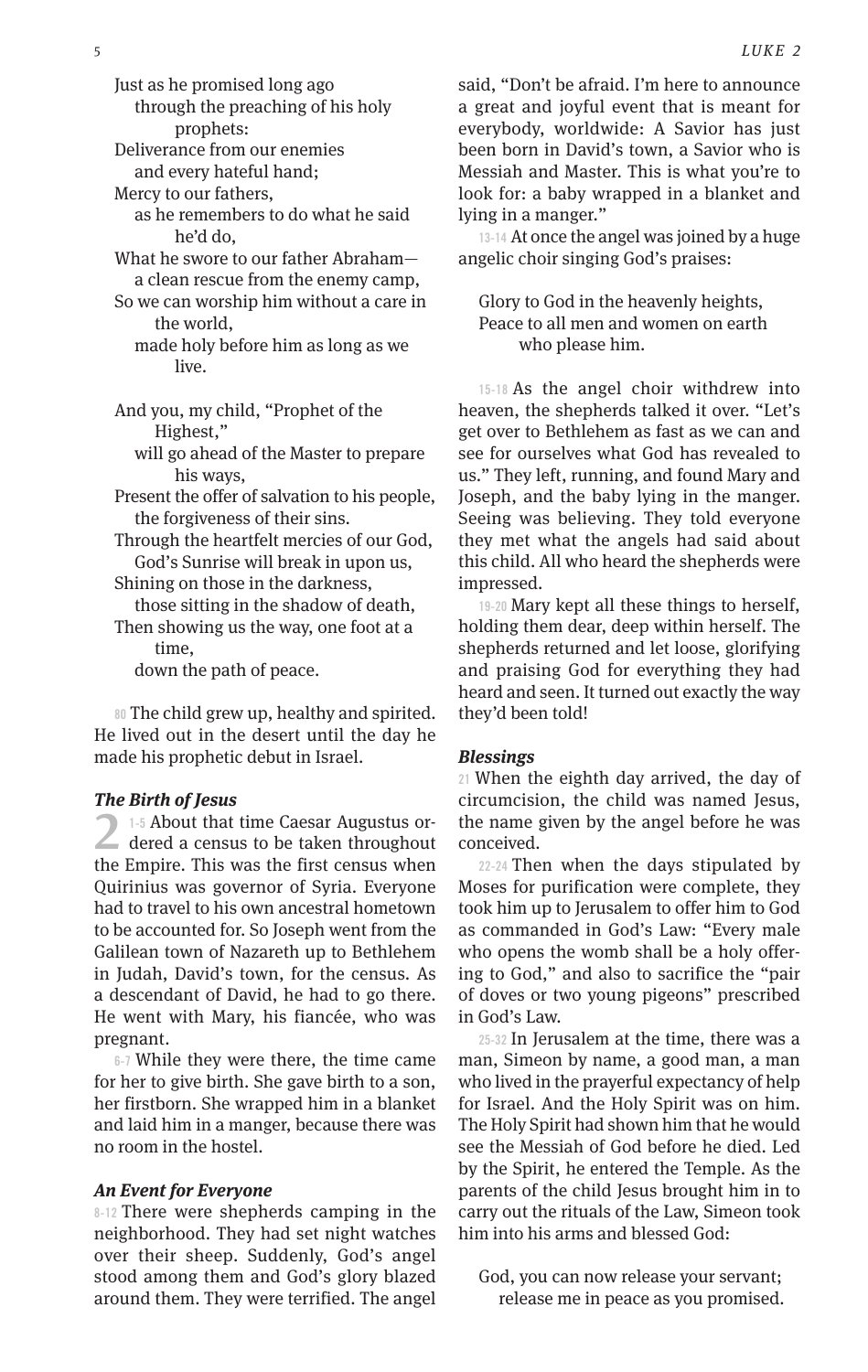Just as he promised long ago
through the preaching of his holy prophets:
Deliverance from our enemies
and every hateful hand;
Mercy to our fathers,
as he remembers to do what he said he'd do,
What he swore to our father Abraham—
a clean rescue from the enemy camp,
So we can worship him without a care in the world,
made holy before him as long as we live.

And you, my child, "Prophet of the Highest,"
will go ahead of the Master to prepare his ways,
Present the offer of salvation to his people,
the forgiveness of their sins.
Through the heartfelt mercies of our God,
God's Sunrise will break in upon us,
Shining on those in the darkness,
those sitting in the shadow of death,
Then showing us the way, one foot at a time,
down the path of peace.

80 The child grew up, healthy and spirited. He lived out in the desert until the day he made his prophetic debut in Israel.

### *The Birth of Jesus*

**2** 1-5 About that time Caesar Augustus ordered a census to be taken throughout the Empire. This was the first census when Quirinius was governor of Syria. Everyone had to travel to his own ancestral hometown to be accounted for. So Joseph went from the Galilean town of Nazareth up to Bethlehem in Judah, David's town, for the census. As a descendant of David, he had to go there. He went with Mary, his fiancée, who was pregnant.

6-7 While they were there, the time came for her to give birth. She gave birth to a son, her firstborn. She wrapped him in a blanket and laid him in a manger, because there was no room in the hostel.

### *An Event for Everyone*

8-12 There were shepherds camping in the neighborhood. They had set night watches over their sheep. Suddenly, God's angel stood among them and God's glory blazed around them. They were terrified. The angel said, "Don't be afraid. I'm here to announce a great and joyful event that is meant for everybody, worldwide: A Savior has just been born in David's town, a Savior who is Messiah and Master. This is what you're to look for: a baby wrapped in a blanket and lying in a manger."

13-14 At once the angel was joined by a huge angelic choir singing God's praises:

Glory to God in the heavenly heights,
Peace to all men and women on earth who please him.

15-18 As the angel choir withdrew into heaven, the shepherds talked it over. "Let's get over to Bethlehem as fast as we can and see for ourselves what God has revealed to us." They left, running, and found Mary and Joseph, and the baby lying in the manger. Seeing was believing. They told everyone they met what the angels had said about this child. All who heard the shepherds were impressed.

19-20 Mary kept all these things to herself, holding them dear, deep within herself. The shepherds returned and let loose, glorifying and praising God for everything they had heard and seen. It turned out exactly the way they'd been told!

### *Blessings*

21 When the eighth day arrived, the day of circumcision, the child was named Jesus, the name given by the angel before he was conceived.

22-24 Then when the days stipulated by Moses for purification were complete, they took him up to Jerusalem to offer him to God as commanded in God's Law: "Every male who opens the womb shall be a holy offering to God," and also to sacrifice the "pair of doves or two young pigeons" prescribed in God's Law.

25-32 In Jerusalem at the time, there was a man, Simeon by name, a good man, a man who lived in the prayerful expectancy of help for Israel. And the Holy Spirit was on him. The Holy Spirit had shown him that he would see the Messiah of God before he died. Led by the Spirit, he entered the Temple. As the parents of the child Jesus brought him in to carry out the rituals of the Law, Simeon took him into his arms and blessed God:

God, you can now release your servant;
release me in peace as you promised.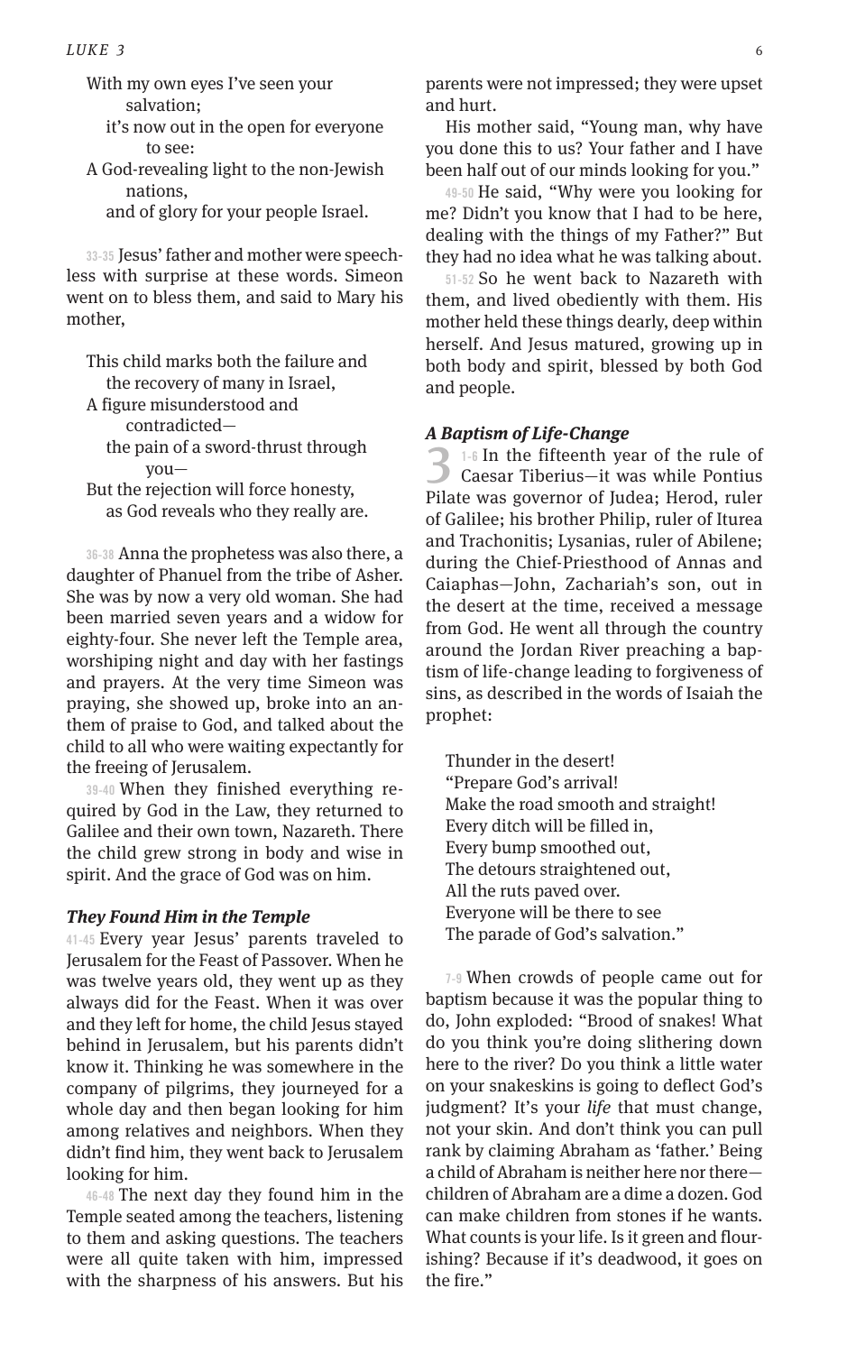With my own eyes I've seen your
 salvation;
 it's now out in the open for everyone
 to see:
A God-revealing light to the non-Jewish
 nations,
 and of glory for your people Israel.

33-35 Jesus' father and mother were speechless with surprise at these words. Simeon went on to bless them, and said to Mary his mother,

This child marks both the failure and
 the recovery of many in Israel,
A figure misunderstood and
 contradicted—
 the pain of a sword-thrust through
 you—
But the rejection will force honesty,
 as God reveals who they really are.

36-38 Anna the prophetess was also there, a daughter of Phanuel from the tribe of Asher. She was by now a very old woman. She had been married seven years and a widow for eighty-four. She never left the Temple area, worshiping night and day with her fastings and prayers. At the very time Simeon was praying, she showed up, broke into an anthem of praise to God, and talked about the child to all who were waiting expectantly for the freeing of Jerusalem.

39-40 When they finished everything required by God in the Law, they returned to Galilee and their own town, Nazareth. There the child grew strong in body and wise in spirit. And the grace of God was on him.

### *They Found Him in the Temple*

41-45 Every year Jesus' parents traveled to Jerusalem for the Feast of Passover. When he was twelve years old, they went up as they always did for the Feast. When it was over and they left for home, the child Jesus stayed behind in Jerusalem, but his parents didn't know it. Thinking he was somewhere in the company of pilgrims, they journeyed for a whole day and then began looking for him among relatives and neighbors. When they didn't find him, they went back to Jerusalem looking for him.

46-48 The next day they found him in the Temple seated among the teachers, listening to them and asking questions. The teachers were all quite taken with him, impressed with the sharpness of his answers. But his parents were not impressed; they were upset and hurt.

His mother said, "Young man, why have you done this to us? Your father and I have been half out of our minds looking for you."

49-50 He said, "Why were you looking for me? Didn't you know that I had to be here, dealing with the things of my Father?" But they had no idea what he was talking about.

51-52 So he went back to Nazareth with them, and lived obediently with them. His mother held these things dearly, deep within herself. And Jesus matured, growing up in both body and spirit, blessed by both God and people.

### *A Baptism of Life-Change*

**3** 1-6 In the fifteenth year of the rule of Caesar Tiberius—it was while Pontius Pilate was governor of Judea; Herod, ruler of Galilee; his brother Philip, ruler of Iturea and Trachonitis; Lysanias, ruler of Abilene; during the Chief-Priesthood of Annas and Caiaphas—John, Zachariah's son, out in the desert at the time, received a message from God. He went all through the country around the Jordan River preaching a baptism of life-change leading to forgiveness of sins, as described in the words of Isaiah the prophet:

Thunder in the desert!
"Prepare God's arrival!
Make the road smooth and straight!
Every ditch will be filled in,
Every bump smoothed out,
The detours straightened out,
All the ruts paved over.
Everyone will be there to see
The parade of God's salvation."

7-9 When crowds of people came out for baptism because it was the popular thing to do, John exploded: "Brood of snakes! What do you think you're doing slithering down here to the river? Do you think a little water on your snakeskins is going to deflect God's judgment? It's your *life* that must change, not your skin. And don't think you can pull rank by claiming Abraham as 'father.' Being a child of Abraham is neither here nor there—children of Abraham are a dime a dozen. God can make children from stones if he wants. What counts is your life. Is it green and flourishing? Because if it's deadwood, it goes on the fire."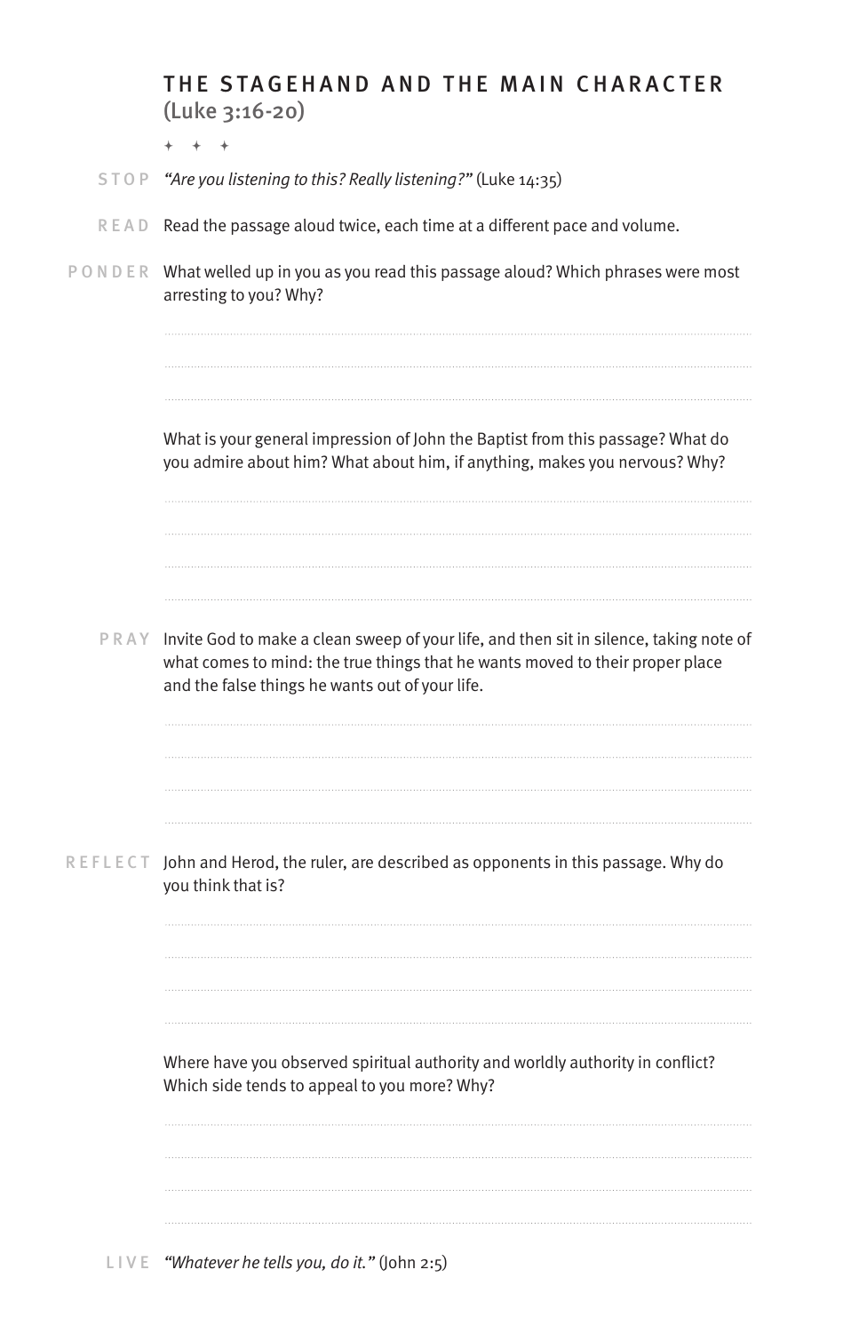## THE STAGEHAND AND THE MAIN CHARACTER
(Luke 3:16-20)

+ + +

STOP *"Are you listening to this? Really listening?"* (Luke 14:35)

READ Read the passage aloud twice, each time at a different pace and volume.

PONDER What welled up in you as you read this passage aloud? Which phrases were most arresting to you? Why?

What is your general impression of John the Baptist from this passage? What do you admire about him? What about him, if anything, makes you nervous? Why?

PRAY Invite God to make a clean sweep of your life, and then sit in silence, taking note of what comes to mind: the true things that he wants moved to their proper place and the false things he wants out of your life.

REFLECT John and Herod, the ruler, are described as opponents in this passage. Why do you think that is?

Where have you observed spiritual authority and worldly authority in conflict? Which side tends to appeal to you more? Why?

LIVE *"Whatever he tells you, do it."* (John 2:5)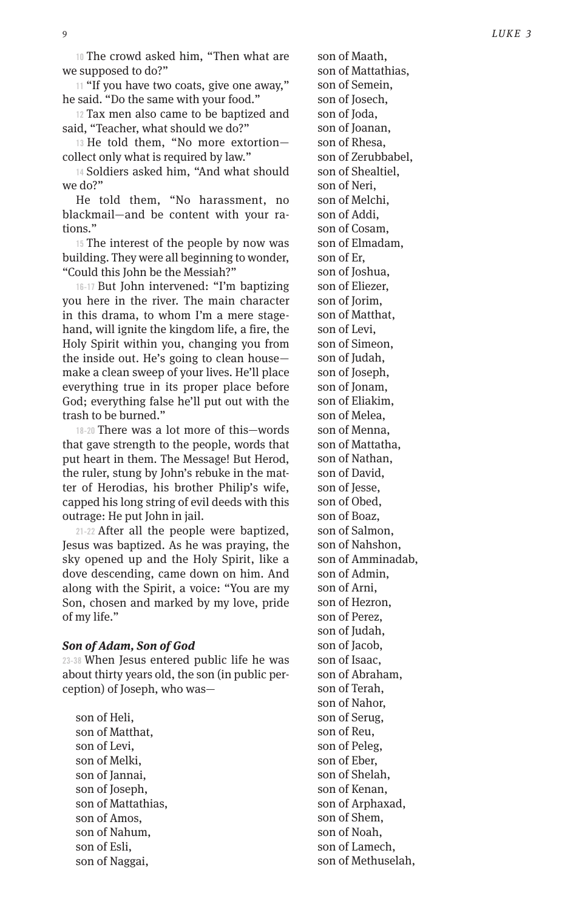10 The crowd asked him, "Then what are we supposed to do?"

11 "If you have two coats, give one away," he said. "Do the same with your food."

12 Tax men also came to be baptized and said, "Teacher, what should we do?"

13 He told them, "No more extortion—collect only what is required by law."

14 Soldiers asked him, "And what should we do?"

He told them, "No harassment, no blackmail—and be content with your rations."

15 The interest of the people by now was building. They were all beginning to wonder, "Could this John be the Messiah?"

16-17 But John intervened: "I'm baptizing you here in the river. The main character in this drama, to whom I'm a mere stagehand, will ignite the kingdom life, a fire, the Holy Spirit within you, changing you from the inside out. He's going to clean house—make a clean sweep of your lives. He'll place everything true in its proper place before God; everything false he'll put out with the trash to be burned."

18-20 There was a lot more of this—words that gave strength to the people, words that put heart in them. The Message! But Herod, the ruler, stung by John's rebuke in the matter of Herodias, his brother Philip's wife, capped his long string of evil deeds with this outrage: He put John in jail.

21-22 After all the people were baptized, Jesus was baptized. As he was praying, the sky opened up and the Holy Spirit, like a dove descending, came down on him. And along with the Spirit, a voice: "You are my Son, chosen and marked by my love, pride of my life."

### *Son of Adam, Son of God*

23-38 When Jesus entered public life he was about thirty years old, the son (in public perception) of Joseph, who was—

son of Heli,
son of Matthat,
son of Levi,
son of Melki,
son of Jannai,
son of Joseph,
son of Mattathias,
son of Amos,
son of Nahum,
son of Esli,
son of Naggai,
son of Maath,
son of Mattathias,
son of Semein,
son of Josech,
son of Joda,
son of Joanan,
son of Rhesa,
son of Zerubbabel,
son of Shealtiel,
son of Neri,
son of Melchi,
son of Addi,
son of Cosam,
son of Elmadam,
son of Er,
son of Joshua,
son of Eliezer,
son of Jorim,
son of Matthat,
son of Levi,
son of Simeon,
son of Judah,
son of Joseph,
son of Jonam,
son of Eliakim,
son of Melea,
son of Menna,
son of Mattatha,
son of Nathan,
son of David,
son of Jesse,
son of Obed,
son of Boaz,
son of Salmon,
son of Nahshon,
son of Amminadab,
son of Admin,
son of Arni,
son of Hezron,
son of Perez,
son of Judah,
son of Jacob,
son of Isaac,
son of Abraham,
son of Terah,
son of Nahor,
son of Serug,
son of Reu,
son of Peleg,
son of Eber,
son of Shelah,
son of Kenan,
son of Arphaxad,
son of Shem,
son of Noah,
son of Lamech,
son of Methuselah,